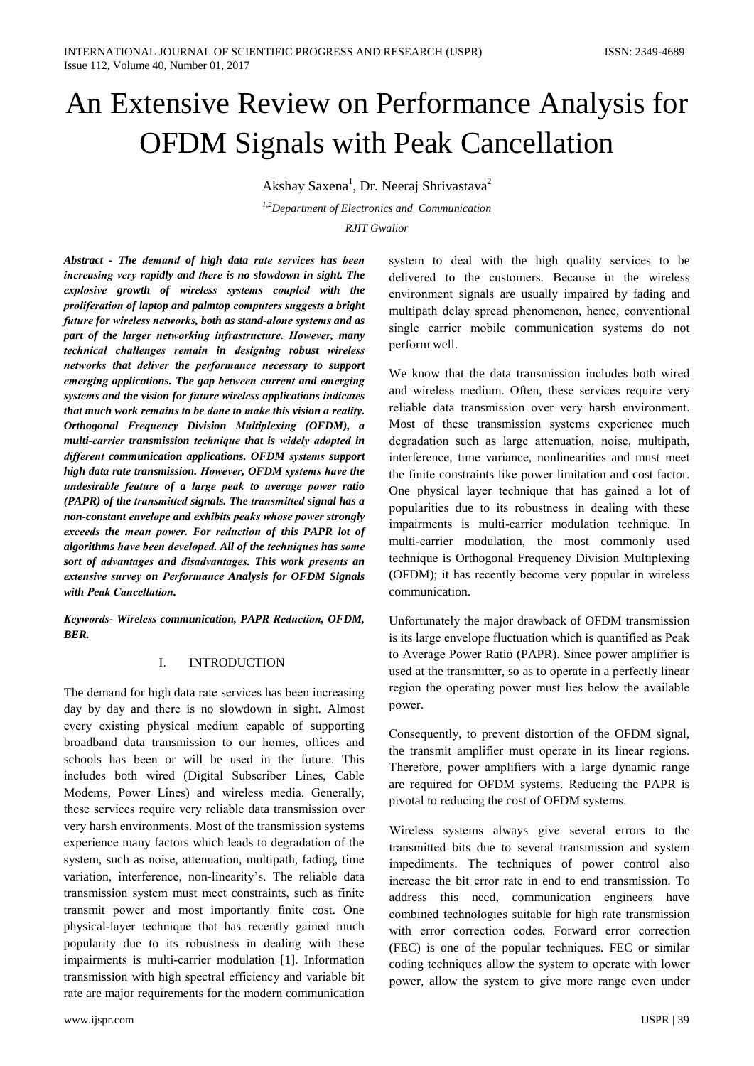# An Extensive Review on Performance Analysis for OFDM Signals with Peak Cancellation

Akshay Saxena[1], Dr. Neeraj Shrivastava[2]

[1,2]*Department of Electronics and Communication*

*RJIT Gwalior*

***Abstract - The demand of high data rate services has been increasing very rapidly and there is no slowdown in sight. The explosive growth of wireless systems coupled with the proliferation of laptop and palmtop computers suggests a bright future for wireless networks, both as stand-alone systems and as part of the larger networking infrastructure. However, many technical challenges remain in designing robust wireless networks that deliver the performance necessary to support emerging applications. The gap between current and emerging systems and the vision for future wireless applications indicates that much work remains to be done to make this vision a reality. Orthogonal Frequency Division Multiplexing (OFDM), a multi-carrier transmission technique that is widely adopted in different communication applications. OFDM systems support high data rate transmission. However, OFDM systems have the undesirable feature of a large peak to average power ratio (PAPR) of the transmitted signals. The transmitted signal has a non-constant envelope and exhibits peaks whose power strongly exceeds the mean power. For reduction of this PAPR lot of algorithms have been developed. All of the techniques has some sort of advantages and disadvantages. This work presents an extensive survey on Performance Analysis for OFDM Signals with Peak Cancellation.***

***Keywords- Wireless communication, PAPR Reduction, OFDM, BER.***

## I. INTRODUCTION

The demand for high data rate services has been increasing day by day and there is no slowdown in sight. Almost every existing physical medium capable of supporting broadband data transmission to our homes, offices and schools has been or will be used in the future. This includes both wired (Digital Subscriber Lines, Cable Modems, Power Lines) and wireless media. Generally, these services require very reliable data transmission over very harsh environments. Most of the transmission systems experience many factors which leads to degradation of the system, such as noise, attenuation, multipath, fading, time variation, interference, non-linearity's. The reliable data transmission system must meet constraints, such as finite transmit power and most importantly finite cost. One physical-layer technique that has recently gained much popularity due to its robustness in dealing with these impairments is multi-carrier modulation [1]. Information transmission with high spectral efficiency and variable bit rate are major requirements for the modern communication system to deal with the high quality services to be delivered to the customers. Because in the wireless environment signals are usually impaired by fading and multipath delay spread phenomenon, hence, conventional single carrier mobile communication systems do not perform well.

We know that the data transmission includes both wired and wireless medium. Often, these services require very reliable data transmission over very harsh environment. Most of these transmission systems experience much degradation such as large attenuation, noise, multipath, interference, time variance, nonlinearities and must meet the finite constraints like power limitation and cost factor. One physical layer technique that has gained a lot of popularities due to its robustness in dealing with these impairments is multi-carrier modulation technique. In multi-carrier modulation, the most commonly used technique is Orthogonal Frequency Division Multiplexing (OFDM); it has recently become very popular in wireless communication.

Unfortunately the major drawback of OFDM transmission is its large envelope fluctuation which is quantified as Peak to Average Power Ratio (PAPR). Since power amplifier is used at the transmitter, so as to operate in a perfectly linear region the operating power must lies below the available power.

Consequently, to prevent distortion of the OFDM signal, the transmit amplifier must operate in its linear regions. Therefore, power amplifiers with a large dynamic range are required for OFDM systems. Reducing the PAPR is pivotal to reducing the cost of OFDM systems.

Wireless systems always give several errors to the transmitted bits due to several transmission and system impediments. The techniques of power control also increase the bit error rate in end to end transmission. To address this need, communication engineers have combined technologies suitable for high rate transmission with error correction codes. Forward error correction (FEC) is one of the popular techniques. FEC or similar coding techniques allow the system to operate with lower power, allow the system to give more range even under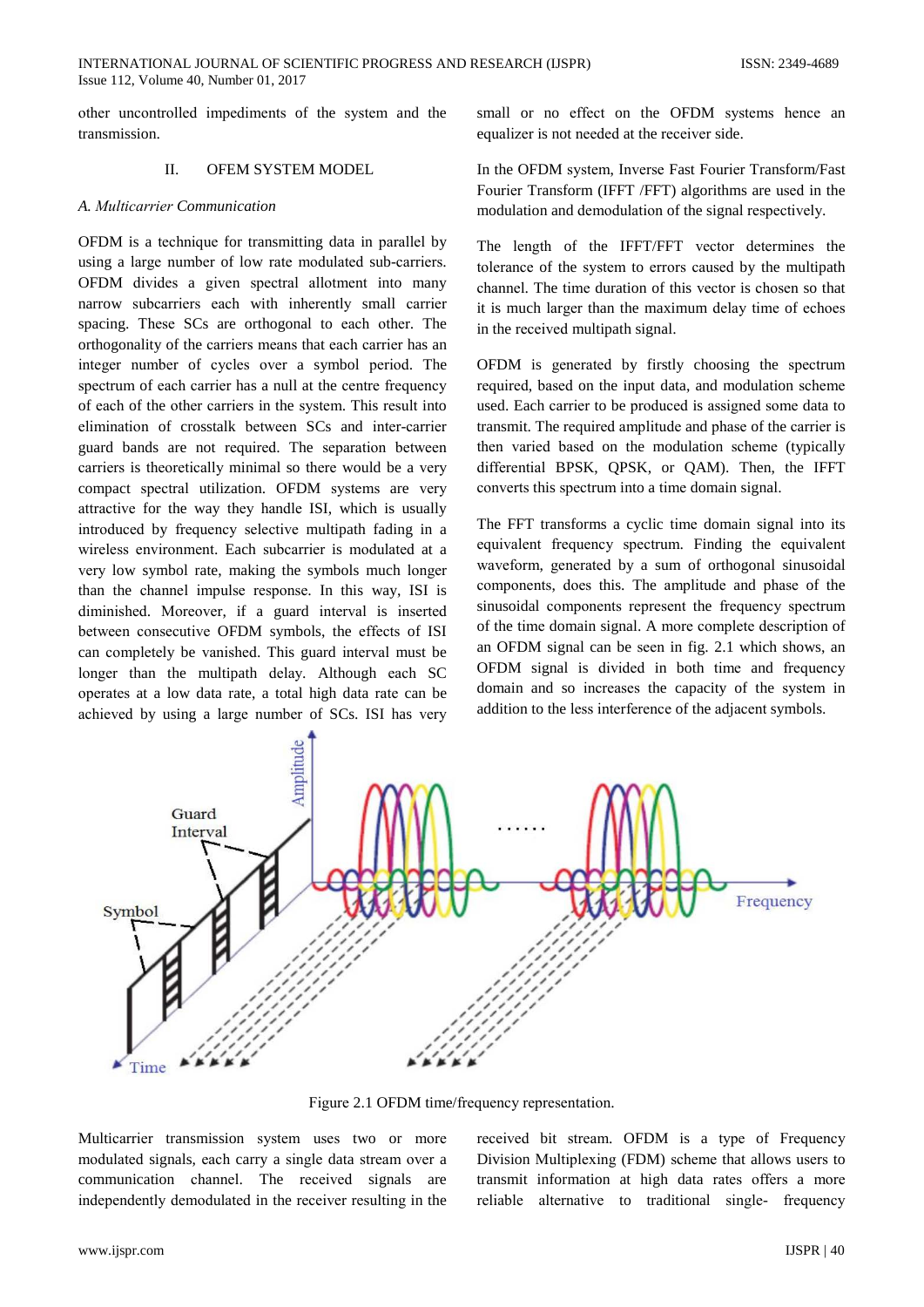other uncontrolled impediments of the system and the transmission.

## II. OFEM SYSTEM MODEL

### *A. Multicarrier Communication*

OFDM is a technique for transmitting data in parallel by using a large number of low rate modulated sub-carriers. OFDM divides a given spectral allotment into many narrow subcarriers each with inherently small carrier spacing. These SCs are orthogonal to each other. The orthogonality of the carriers means that each carrier has an integer number of cycles over a symbol period. The spectrum of each carrier has a null at the centre frequency of each of the other carriers in the system. This result into elimination of crosstalk between SCs and inter-carrier guard bands are not required. The separation between carriers is theoretically minimal so there would be a very compact spectral utilization. OFDM systems are very attractive for the way they handle ISI, which is usually introduced by frequency selective multipath fading in a wireless environment. Each subcarrier is modulated at a very low symbol rate, making the symbols much longer than the channel impulse response. In this way, ISI is diminished. Moreover, if a guard interval is inserted between consecutive OFDM symbols, the effects of ISI can completely be vanished. This guard interval must be longer than the multipath delay. Although each SC operates at a low data rate, a total high data rate can be achieved by using a large number of SCs. ISI has very small or no effect on the OFDM systems hence an equalizer is not needed at the receiver side.

In the OFDM system, Inverse Fast Fourier Transform/Fast Fourier Transform (IFFT /FFT) algorithms are used in the modulation and demodulation of the signal respectively.

The length of the IFFT/FFT vector determines the tolerance of the system to errors caused by the multipath channel. The time duration of this vector is chosen so that it is much larger than the maximum delay time of echoes in the received multipath signal.

OFDM is generated by firstly choosing the spectrum required, based on the input data, and modulation scheme used. Each carrier to be produced is assigned some data to transmit. The required amplitude and phase of the carrier is then varied based on the modulation scheme (typically differential BPSK, QPSK, or QAM). Then, the IFFT converts this spectrum into a time domain signal.

The FFT transforms a cyclic time domain signal into its equivalent frequency spectrum. Finding the equivalent waveform, generated by a sum of orthogonal sinusoidal components, does this. The amplitude and phase of the sinusoidal components represent the frequency spectrum of the time domain signal. A more complete description of an OFDM signal can be seen in fig. 2.1 which shows, an OFDM signal is divided in both time and frequency domain and so increases the capacity of the system in addition to the less interference of the adjacent symbols.

Figure 2.1 OFDM time/frequency representation.

Multicarrier transmission system uses two or more modulated signals, each carry a single data stream over a communication channel. The received signals are independently demodulated in the receiver resulting in the received bit stream. OFDM is a type of Frequency Division Multiplexing (FDM) scheme that allows users to transmit information at high data rates offers a more reliable alternative to traditional single- frequency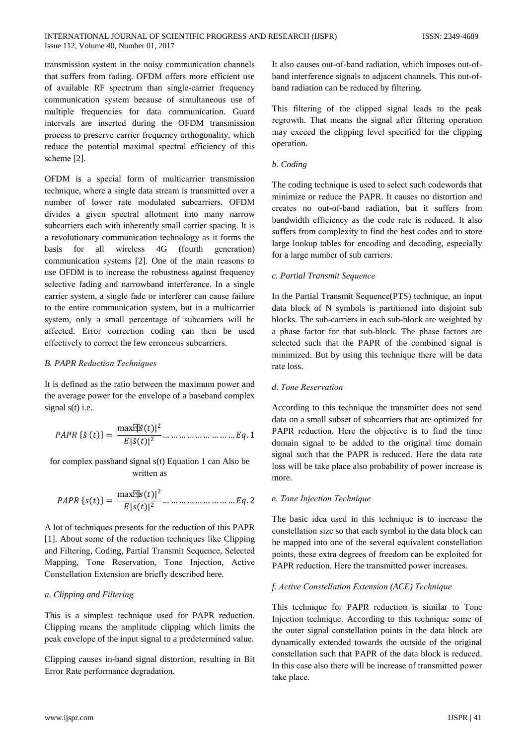transmission system in the noisy communication channels that suffers from fading. OFDM offers more efficient use of available RF spectrum than single-carrier frequency communication system because of simultaneous use of multiple frequencies for data communication. Guard intervals are inserted during the OFDM transmission process to preserve carrier frequency orthogonality, which reduce the potential maximal spectral efficiency of this scheme [2].

OFDM is a special form of multicarrier transmission technique, where a single data stream is transmitted over a number of lower rate modulated subcarriers. OFDM divides a given spectral allotment into many narrow subcarriers each with inherently small carrier spacing. It is a revolutionary communication technology as it forms the basis for all wireless 4G (fourth generation) communication systems [2]. One of the main reasons to use OFDM is to increase the robustness against frequency selective fading and narrowband interference. In a single carrier system, a single fade or interferer can cause failure to the entire communication system, but in a multicarrier system, only a small percentage of subcarriers will be affected. Error correction coding can then be used effectively to correct the few erroneous subcarriers.

### *B. PAPR Reduction Techniques*

It is defined as the ratio between the maximum power and the average power for the envelope of a baseband complex signal s(t) i.e.

$$PAPR\,\{\check{s}\,(t)\} = \frac{\max|\check{s}(t)|^2}{E|\check{s}(t)|^2} \ldots\ldots\ldots\ldots\ldots\ldots\ldots\ldots Eq.1$$

for complex passband signal s(t) Equation 1 can Also be written as

$$PAPR\,\{s(t)\} = \frac{\max|s(t)|^2}{E|s(t)|^2} \ldots\ldots\ldots\ldots\ldots\ldots\ldots\ldots Eq.2$$

A lot of techniques presents for the reduction of this PAPR [1]. About some of the reduction techniques like Clipping and Filtering, Coding, Partial Transmit Sequence, Selected Mapping, Tone Reservation, Tone Injection, Active Constellation Extension are briefly described here.

#### *a. Clipping and Filtering*

This is a simplest technique used for PAPR reduction. Clipping means the amplitude clipping which limits the peak envelope of the input signal to a predetermined value.

Clipping causes in-band signal distortion, resulting in Bit Error Rate performance degradation.

It also causes out-of-band radiation, which imposes out-of-band interference signals to adjacent channels. This out-of-band radiation can be reduced by filtering.

This filtering of the clipped signal leads to the peak regrowth. That means the signal after filtering operation may exceed the clipping level specified for the clipping operation.

#### *b. Coding*

The coding technique is used to select such codewords that minimize or reduce the PAPR. It causes no distortion and creates no out-of-band radiation, but it suffers from bandwidth efficiency as the code rate is reduced. It also suffers from complexity to find the best codes and to store large lookup tables for encoding and decoding, especially for a large number of sub carriers.

#### *c. Partial Transmit Sequence*

In the Partial Transmit Sequence(PTS) technique, an input data block of N symbols is partitioned into disjoint sub blocks. The sub-carriers in each sub-block are weighted by a phase factor for that sub-block. The phase factors are selected such that the PAPR of the combined signal is minimized. But by using this technique there will be data rate loss.

#### *d. Tone Reservation*

According to this technique the transmitter does not send data on a small subset of subcarriers that are optimized for PAPR reduction. Here the objective is to find the time domain signal to be added to the original time domain signal such that the PAPR is reduced. Here the data rate loss will be take place also probability of power increase is more.

#### *e. Tone Injection Technique*

The basic idea used in this technique is to increase the constellation size so that each symbol in the data block can be mapped into one of the several equivalent constellation points, these extra degrees of freedom can be exploited for PAPR reduction. Here the transmitted power increases.

#### *f. Active Constellation Extension (ACE) Technique*

This technique for PAPR reduction is similar to Tone Injection technique. According to this technique some of the outer signal constellation points in the data block are dynamically extended towards the outside of the original constellation such that PAPR of the data block is reduced. In this case also there will be increase of transmitted power take place.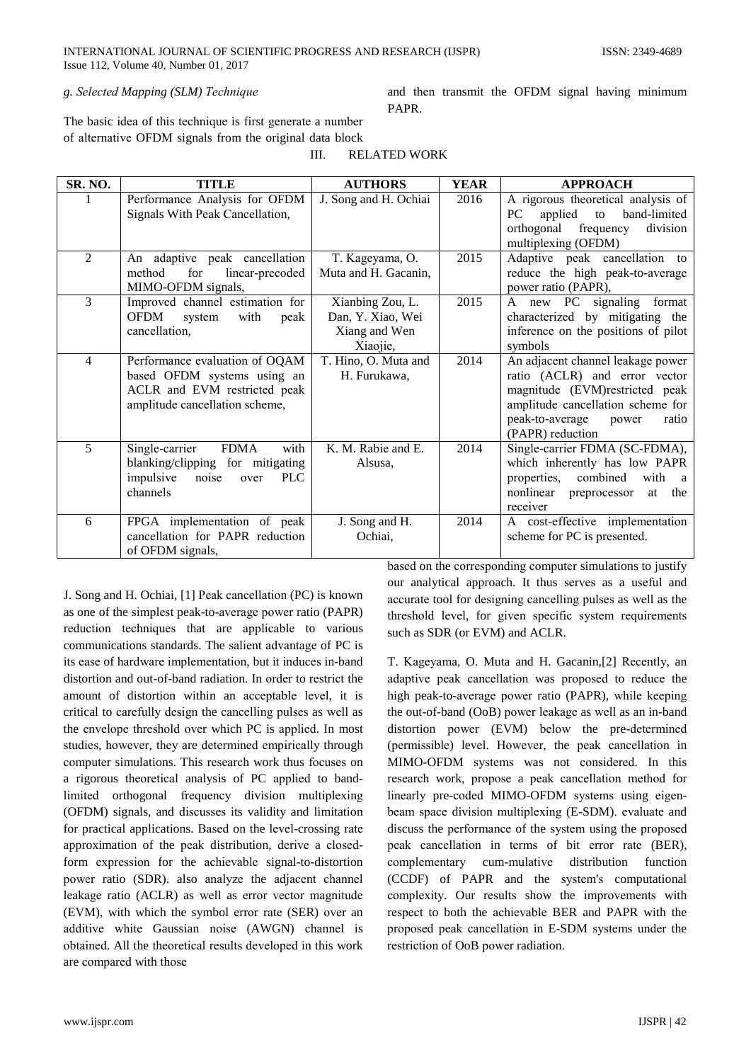*g. Selected Mapping (SLM) Technique*

The basic idea of this technique is first generate a number of alternative OFDM signals from the original data block and then transmit the OFDM signal having minimum PAPR.

## III. RELATED WORK

| SR. NO. | TITLE | AUTHORS | YEAR | APPROACH |
|---|---|---|---|---|
| 1 | Performance Analysis for OFDM Signals With Peak Cancellation, | J. Song and H. Ochiai | 2016 | A rigorous theoretical analysis of PC applied to band-limited orthogonal frequency division multiplexing (OFDM) |
| 2 | An adaptive peak cancellation method for linear-precoded MIMO-OFDM signals, | T. Kageyama, O. Muta and H. Gacanin, | 2015 | Adaptive peak cancellation to reduce the high peak-to-average power ratio (PAPR), |
| 3 | Improved channel estimation for OFDM system with peak cancellation, | Xianbing Zou, L. Dan, Y. Xiao, Wei Xiang and Wen Xiaojie, | 2015 | A new PC signaling format characterized by mitigating the inference on the positions of pilot symbols |
| 4 | Performance evaluation of OQAM based OFDM systems using an ACLR and EVM restricted peak amplitude cancellation scheme, | T. Hino, O. Muta and H. Furukawa, | 2014 | An adjacent channel leakage power ratio (ACLR) and error vector magnitude (EVM)restricted peak amplitude cancellation scheme for peak-to-average power ratio (PAPR) reduction |
| 5 | Single-carrier FDMA with blanking/clipping for mitigating impulsive noise over PLC channels | K. M. Rabie and E. Alsusa, | 2014 | Single-carrier FDMA (SC-FDMA), which inherently has low PAPR properties, combined with a nonlinear preprocessor at the receiver |
| 6 | FPGA implementation of peak cancellation for PAPR reduction of OFDM signals, | J. Song and H. Ochiai, | 2014 | A cost-effective implementation scheme for PC is presented. |

J. Song and H. Ochiai, [1] Peak cancellation (PC) is known as one of the simplest peak-to-average power ratio (PAPR) reduction techniques that are applicable to various communications standards. The salient advantage of PC is its ease of hardware implementation, but it induces in-band distortion and out-of-band radiation. In order to restrict the amount of distortion within an acceptable level, it is critical to carefully design the cancelling pulses as well as the envelope threshold over which PC is applied. In most studies, however, they are determined empirically through computer simulations. This research work thus focuses on a rigorous theoretical analysis of PC applied to band-limited orthogonal frequency division multiplexing (OFDM) signals, and discusses its validity and limitation for practical applications. Based on the level-crossing rate approximation of the peak distribution, derive a closed-form expression for the achievable signal-to-distortion power ratio (SDR). also analyze the adjacent channel leakage ratio (ACLR) as well as error vector magnitude (EVM), with which the symbol error rate (SER) over an additive white Gaussian noise (AWGN) channel is obtained. All the theoretical results developed in this work are compared with those based on the corresponding computer simulations to justify our analytical approach. It thus serves as a useful and accurate tool for designing cancelling pulses as well as the threshold level, for given specific system requirements such as SDR (or EVM) and ACLR.

T. Kageyama, O. Muta and H. Gacanin,[2] Recently, an adaptive peak cancellation was proposed to reduce the high peak-to-average power ratio (PAPR), while keeping the out-of-band (OoB) power leakage as well as an in-band distortion power (EVM) below the pre-determined (permissible) level. However, the peak cancellation in MIMO-OFDM systems was not considered. In this research work, propose a peak cancellation method for linearly pre-coded MIMO-OFDM systems using eigen-beam space division multiplexing (E-SDM). evaluate and discuss the performance of the system using the proposed peak cancellation in terms of bit error rate (BER), complementary cum-mulative distribution function (CCDF) of PAPR and the system's computational complexity. Our results show the improvements with respect to both the achievable BER and PAPR with the proposed peak cancellation in E-SDM systems under the restriction of OoB power radiation.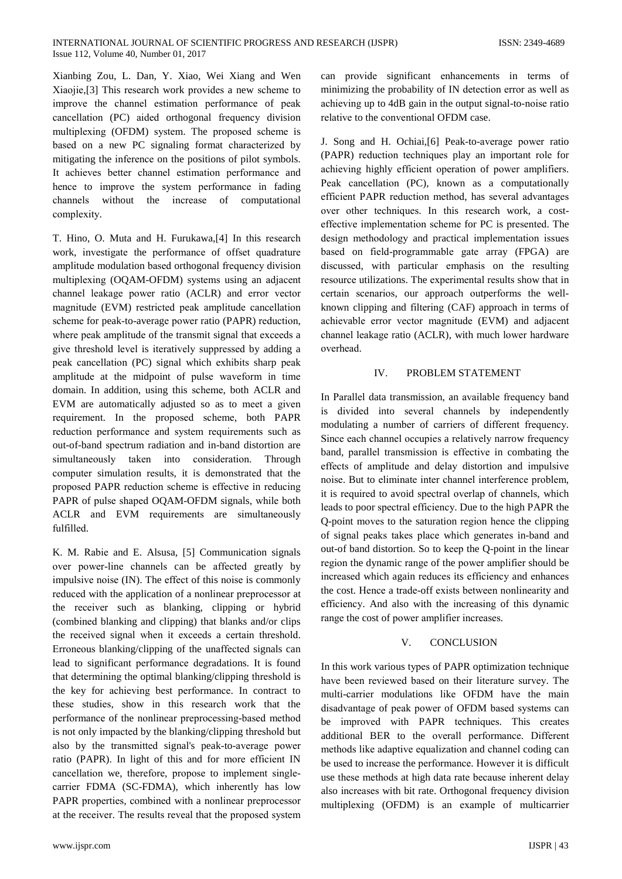Xianbing Zou, L. Dan, Y. Xiao, Wei Xiang and Wen Xiaojie,[3] This research work provides a new scheme to improve the channel estimation performance of peak cancellation (PC) aided orthogonal frequency division multiplexing (OFDM) system. The proposed scheme is based on a new PC signaling format characterized by mitigating the inference on the positions of pilot symbols. It achieves better channel estimation performance and hence to improve the system performance in fading channels without the increase of computational complexity.

T. Hino, O. Muta and H. Furukawa,[4] In this research work, investigate the performance of offset quadrature amplitude modulation based orthogonal frequency division multiplexing (OQAM-OFDM) systems using an adjacent channel leakage power ratio (ACLR) and error vector magnitude (EVM) restricted peak amplitude cancellation scheme for peak-to-average power ratio (PAPR) reduction, where peak amplitude of the transmit signal that exceeds a give threshold level is iteratively suppressed by adding a peak cancellation (PC) signal which exhibits sharp peak amplitude at the midpoint of pulse waveform in time domain. In addition, using this scheme, both ACLR and EVM are automatically adjusted so as to meet a given requirement. In the proposed scheme, both PAPR reduction performance and system requirements such as out-of-band spectrum radiation and in-band distortion are simultaneously taken into consideration. Through computer simulation results, it is demonstrated that the proposed PAPR reduction scheme is effective in reducing PAPR of pulse shaped OQAM-OFDM signals, while both ACLR and EVM requirements are simultaneously fulfilled.

K. M. Rabie and E. Alsusa, [5] Communication signals over power-line channels can be affected greatly by impulsive noise (IN). The effect of this noise is commonly reduced with the application of a nonlinear preprocessor at the receiver such as blanking, clipping or hybrid (combined blanking and clipping) that blanks and/or clips the received signal when it exceeds a certain threshold. Erroneous blanking/clipping of the unaffected signals can lead to significant performance degradations. It is found that determining the optimal blanking/clipping threshold is the key for achieving best performance. In contract to these studies, show in this research work that the performance of the nonlinear preprocessing-based method is not only impacted by the blanking/clipping threshold but also by the transmitted signal's peak-to-average power ratio (PAPR). In light of this and for more efficient IN cancellation we, therefore, propose to implement single-carrier FDMA (SC-FDMA), which inherently has low PAPR properties, combined with a nonlinear preprocessor at the receiver. The results reveal that the proposed system can provide significant enhancements in terms of minimizing the probability of IN detection error as well as achieving up to 4dB gain in the output signal-to-noise ratio relative to the conventional OFDM case.

J. Song and H. Ochiai,[6] Peak-to-average power ratio (PAPR) reduction techniques play an important role for achieving highly efficient operation of power amplifiers. Peak cancellation (PC), known as a computationally efficient PAPR reduction method, has several advantages over other techniques. In this research work, a cost-effective implementation scheme for PC is presented. The design methodology and practical implementation issues based on field-programmable gate array (FPGA) are discussed, with particular emphasis on the resulting resource utilizations. The experimental results show that in certain scenarios, our approach outperforms the well-known clipping and filtering (CAF) approach in terms of achievable error vector magnitude (EVM) and adjacent channel leakage ratio (ACLR), with much lower hardware overhead.

## IV. PROBLEM STATEMENT

In Parallel data transmission, an available frequency band is divided into several channels by independently modulating a number of carriers of different frequency. Since each channel occupies a relatively narrow frequency band, parallel transmission is effective in combating the effects of amplitude and delay distortion and impulsive noise. But to eliminate inter channel interference problem, it is required to avoid spectral overlap of channels, which leads to poor spectral efficiency. Due to the high PAPR the Q-point moves to the saturation region hence the clipping of signal peaks takes place which generates in-band and out-of band distortion. So to keep the Q-point in the linear region the dynamic range of the power amplifier should be increased which again reduces its efficiency and enhances the cost. Hence a trade-off exists between nonlinearity and efficiency. And also with the increasing of this dynamic range the cost of power amplifier increases.

## V. CONCLUSION

In this work various types of PAPR optimization technique have been reviewed based on their literature survey. The multi-carrier modulations like OFDM have the main disadvantage of peak power of OFDM based systems can be improved with PAPR techniques. This creates additional BER to the overall performance. Different methods like adaptive equalization and channel coding can be used to increase the performance. However it is difficult use these methods at high data rate because inherent delay also increases with bit rate. Orthogonal frequency division multiplexing (OFDM) is an example of multicarrier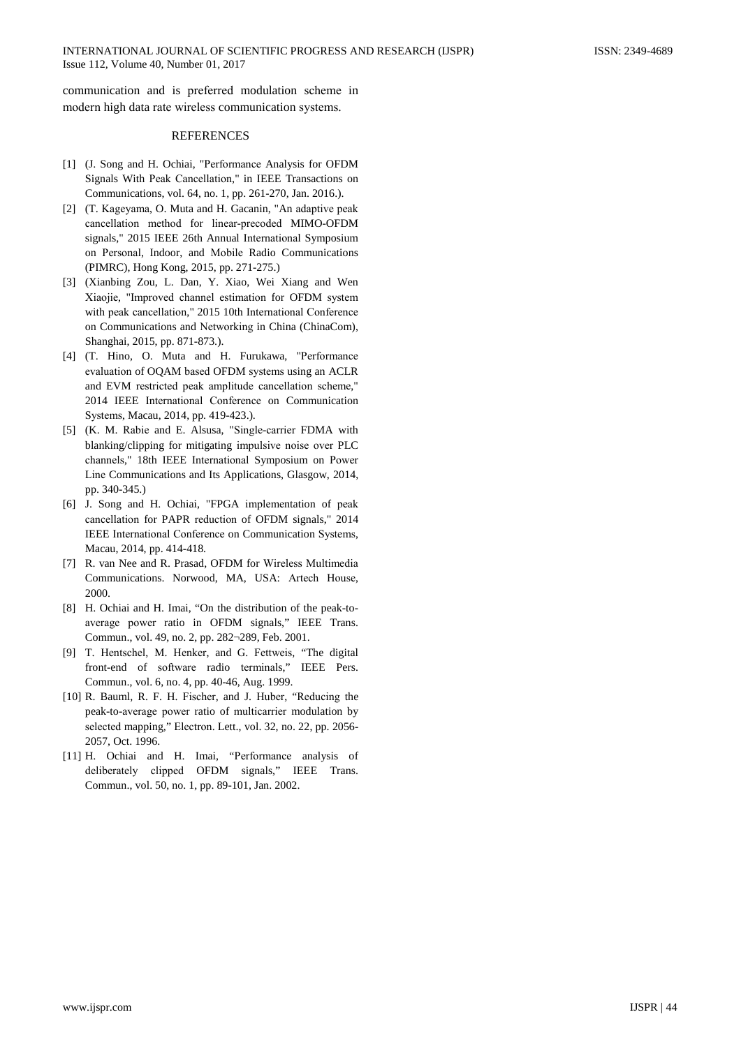communication and is preferred modulation scheme in modern high data rate wireless communication systems.

## REFERENCES

[1] (J. Song and H. Ochiai, "Performance Analysis for OFDM Signals With Peak Cancellation," in IEEE Transactions on Communications, vol. 64, no. 1, pp. 261-270, Jan. 2016.).

[2] (T. Kageyama, O. Muta and H. Gacanin, "An adaptive peak cancellation method for linear-precoded MIMO-OFDM signals," 2015 IEEE 26th Annual International Symposium on Personal, Indoor, and Mobile Radio Communications (PIMRC), Hong Kong, 2015, pp. 271-275.)

[3] (Xianbing Zou, L. Dan, Y. Xiao, Wei Xiang and Wen Xiaojie, "Improved channel estimation for OFDM system with peak cancellation," 2015 10th International Conference on Communications and Networking in China (ChinaCom), Shanghai, 2015, pp. 871-873.).

[4] (T. Hino, O. Muta and H. Furukawa, "Performance evaluation of OQAM based OFDM systems using an ACLR and EVM restricted peak amplitude cancellation scheme," 2014 IEEE International Conference on Communication Systems, Macau, 2014, pp. 419-423.).

[5] (K. M. Rabie and E. Alsusa, "Single-carrier FDMA with blanking/clipping for mitigating impulsive noise over PLC channels," 18th IEEE International Symposium on Power Line Communications and Its Applications, Glasgow, 2014, pp. 340-345.)

[6] J. Song and H. Ochiai, "FPGA implementation of peak cancellation for PAPR reduction of OFDM signals," 2014 IEEE International Conference on Communication Systems, Macau, 2014, pp. 414-418.

[7] R. van Nee and R. Prasad, OFDM for Wireless Multimedia Communications. Norwood, MA, USA: Artech House, 2000.

[8] H. Ochiai and H. Imai, "On the distribution of the peak-to-average power ratio in OFDM signals," IEEE Trans. Commun., vol. 49, no. 2, pp. 282¬289, Feb. 2001.

[9] T. Hentschel, M. Henker, and G. Fettweis, "The digital front-end of software radio terminals," IEEE Pers. Commun., vol. 6, no. 4, pp. 40-46, Aug. 1999.

[10] R. Bauml, R. F. H. Fischer, and J. Huber, "Reducing the peak-to-average power ratio of multicarrier modulation by selected mapping," Electron. Lett., vol. 32, no. 22, pp. 2056-2057, Oct. 1996.

[11] H. Ochiai and H. Imai, "Performance analysis of deliberately clipped OFDM signals," IEEE Trans. Commun., vol. 50, no. 1, pp. 89-101, Jan. 2002.